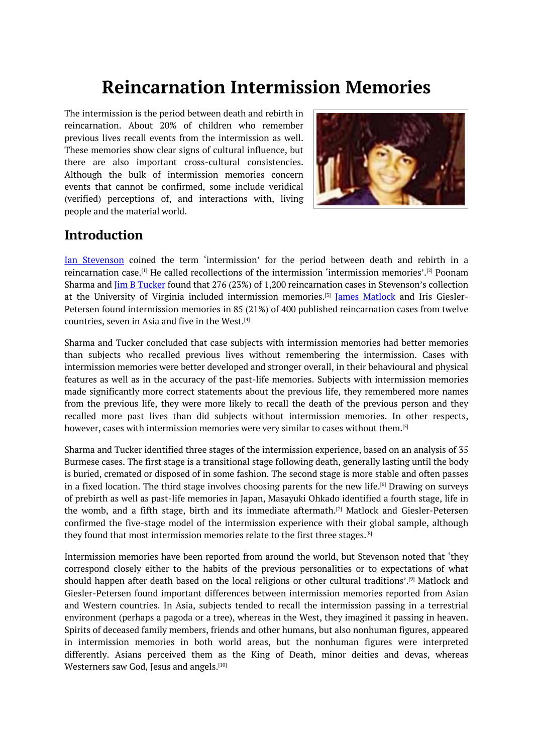# Reincarnation Intermission Memories

The intermission is the period between death and rebirth in reincarnation. About 20% of children who remember previous lives recall events from the intermission as well. These memories show clear signs of cultural influence, but there are also important cross-cultural consistencies. Although the bulk of intermission memories concern events that cannot be confirmed, some include veridical (verified) perceptions of, and interactions with, living people and the material world.

## Introduction

Ian Stevenson coined the term 'intermission' for the period between death and rebirth in a reincarnation case.[1] He called recollections of the intermission 'intermission memories'.[2] Poonam Sharma and Jim B Tucker found that 276 (23%) of 1,200 reincarnation cases in Stevenson's collection at the University of Virginia included intermission memories.[3] James Matlock and Iris Giesler-Petersen found intermission memories in 85 (21%) of 400 published reincarnation cases from twelve countries, seven in Asia and five in the West.[4]

Sharma and Tucker concluded that case subjects with intermission memories had better memories than subjects who recalled previous lives without remembering the intermission. Cases with intermission memories were better developed and stronger overall, in their behavioural and physical features as well as in the accuracy of the past-life memories. Subjects with intermission memories made significantly more correct statements about the previous life, they remembered more names from the previous life, they were more likely to recall the death of the previous person and they recalled more past lives than did subjects without intermission memories. In other respects, however, cases with intermission memories were very similar to cases without them.[5]

Sharma and Tucker identified three stages of the intermission experience, based on an analysis of 35 Burmese cases. The first stage is a transitional stage following death, generally lasting until the body is buried, cremated or disposed of in some fashion. The second stage is more stable and often passes in a fixed location. The third stage involves choosing parents for the new life.[6] Drawing on surveys of prebirth as well as past-life memories in Japan, Masayuki Ohkado identified a fourth stage, life in the womb, and a fifth stage, birth and its immediate aftermath.[7] Matlock and Giesler-Petersen confirmed the five-stage model of the intermission experience with their global sample, although they found that most intermission memories relate to the first three stages.[8]

Intermission memories have been reported from around the world, but Stevenson noted that 'they correspond closely either to the habits of the previous personalities or to expectations of what should happen after death based on the local religions or other cultural traditions'.[9] Matlock and Giesler-Petersen found important differences between intermission memories reported from Asian and Western countries. In Asia, subjects tended to recall the intermission passing in a terrestrial environment (perhaps a pagoda or a tree), whereas in the West, they imagined it passing in heaven. Spirits of deceased family members, friends and other humans, but also nonhuman figures, appeared in intermission memories in both world areas, but the nonhuman figures were interpreted differently. Asians perceived them as the King of Death, minor deities and devas, whereas Westerners saw God, Jesus and angels.[10]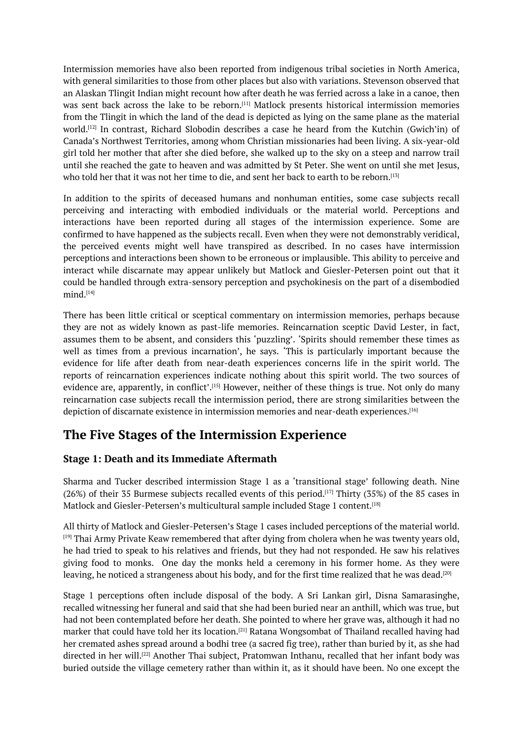Intermission memories have also been reported from indigenous tribal societies in North America, with general similarities to those from other places but also with variations. Stevenson observed that an Alaskan Tlingit Indian might recount how after death he was ferried across a lake in a canoe, then was sent back across the lake to be reborn.[11] Matlock presents historical intermission memories from the Tlingit in which the land of the dead is depicted as lying on the same plane as the material world.[12] In contrast, Richard Slobodin describes a case he heard from the Kutchin (Gwich'in) of Canada's Northwest Territories, among whom Christian missionaries had been living. A six-year-old girl told her mother that after she died before, she walked up to the sky on a steep and narrow trail until she reached the gate to heaven and was admitted by St Peter. She went on until she met Jesus, who told her that it was not her time to die, and sent her back to earth to be reborn.[13]

In addition to the spirits of deceased humans and nonhuman entities, some case subjects recall perceiving and interacting with embodied individuals or the material world. Perceptions and interactions have been reported during all stages of the intermission experience. Some are confirmed to have happened as the subjects recall. Even when they were not demonstrably veridical, the perceived events might well have transpired as described. In no cases have intermission perceptions and interactions been shown to be erroneous or implausible. This ability to perceive and interact while discarnate may appear unlikely but Matlock and Giesler-Petersen point out that it could be handled through extra-sensory perception and psychokinesis on the part of a disembodied mind.[14]

There has been little critical or sceptical commentary on intermission memories, perhaps because they are not as widely known as past-life memories. Reincarnation sceptic David Lester, in fact, assumes them to be absent, and considers this 'puzzling'. 'Spirits should remember these times as well as times from a previous incarnation', he says. 'This is particularly important because the evidence for life after death from near-death experiences concerns life in the spirit world. The reports of reincarnation experiences indicate nothing about this spirit world. The two sources of evidence are, apparently, in conflict'.[15] However, neither of these things is true. Not only do many reincarnation case subjects recall the intermission period, there are strong similarities between the depiction of discarnate existence in intermission memories and near-death experiences.[16]

## The Five Stages of the Intermission Experience

### Stage 1: Death and its Immediate Aftermath

Sharma and Tucker described intermission Stage 1 as a 'transitional stage' following death. Nine (26%) of their 35 Burmese subjects recalled events of this period.[17] Thirty (35%) of the 85 cases in Matlock and Giesler-Petersen's multicultural sample included Stage 1 content.[18]

All thirty of Matlock and Giesler-Petersen's Stage 1 cases included perceptions of the material world. [19] Thai Army Private Keaw remembered that after dying from cholera when he was twenty years old, he had tried to speak to his relatives and friends, but they had not responded. He saw his relatives giving food to monks. One day the monks held a ceremony in his former home. As they were leaving, he noticed a strangeness about his body, and for the first time realized that he was dead.[20]

Stage 1 perceptions often include disposal of the body. A Sri Lankan girl, Disna Samarasinghe, recalled witnessing her funeral and said that she had been buried near an anthill, which was true, but had not been contemplated before her death. She pointed to where her grave was, although it had no marker that could have told her its location.[21] Ratana Wongsombat of Thailand recalled having had her cremated ashes spread around a bodhi tree (a sacred fig tree), rather than buried by it, as she had directed in her will.[22] Another Thai subject, Pratomwan Inthanu, recalled that her infant body was buried outside the village cemetery rather than within it, as it should have been. No one except the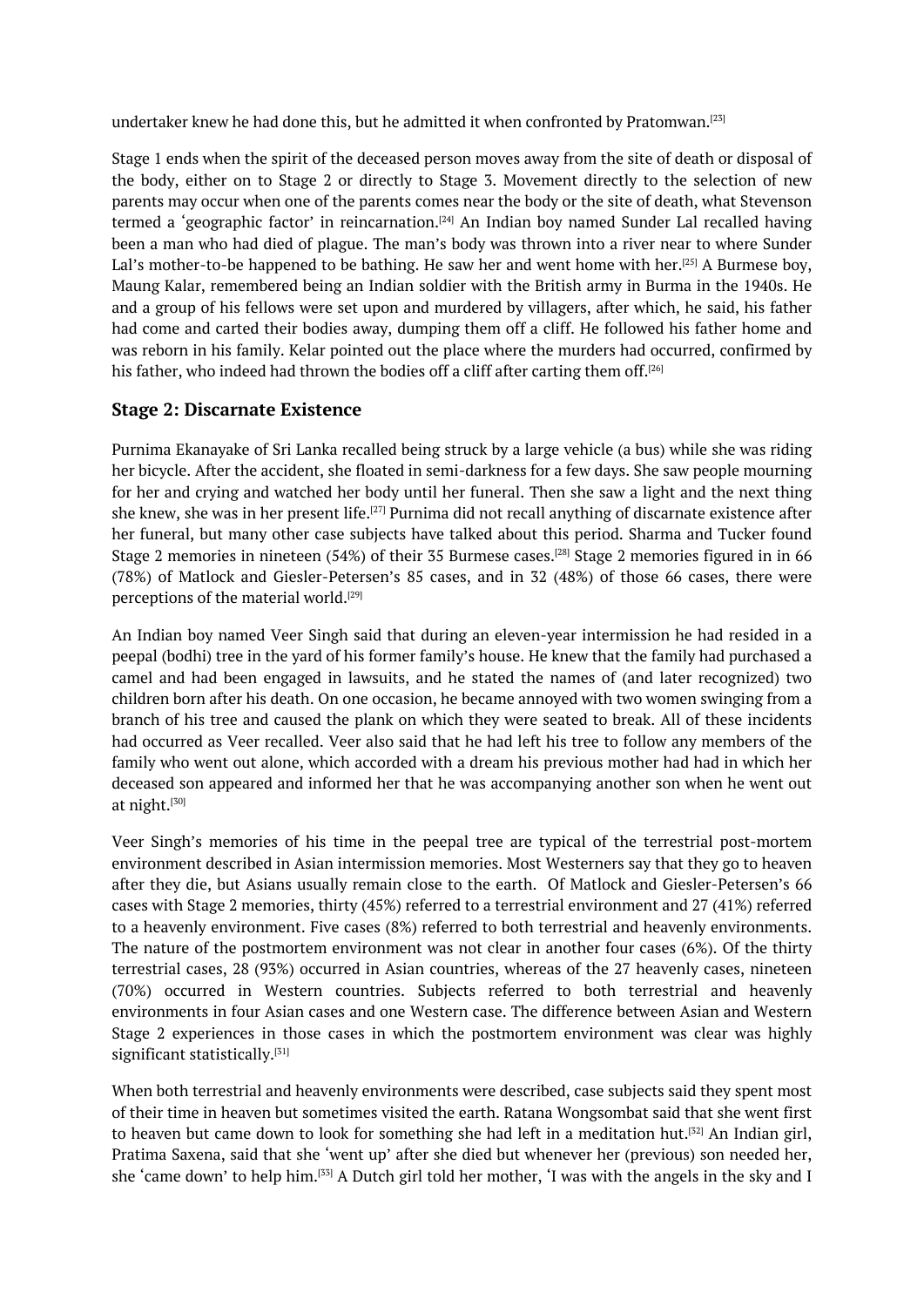undertaker knew he had done this, but he admitted it when confronted by Pratomwan.[23]

Stage 1 ends when the spirit of the deceased person moves away from the site of death or disposal of the body, either on to Stage 2 or directly to Stage 3. Movement directly to the selection of new parents may occur when one of the parents comes near the body or the site of death, what Stevenson termed a 'geographic factor' in reincarnation.[24] An Indian boy named Sunder Lal recalled having been a man who had died of plague. The man's body was thrown into a river near to where Sunder Lal's mother-to-be happened to be bathing. He saw her and went home with her.[25] A Burmese boy, Maung Kalar, remembered being an Indian soldier with the British army in Burma in the 1940s. He and a group of his fellows were set upon and murdered by villagers, after which, he said, his father had come and carted their bodies away, dumping them off a cliff. He followed his father home and was reborn in his family. Kelar pointed out the place where the murders had occurred, confirmed by his father, who indeed had thrown the bodies off a cliff after carting them off.[26]

### Stage 2: Discarnate Existence

Purnima Ekanayake of Sri Lanka recalled being struck by a large vehicle (a bus) while she was riding her bicycle. After the accident, she floated in semi-darkness for a few days. She saw people mourning for her and crying and watched her body until her funeral. Then she saw a light and the next thing she knew, she was in her present life.[27] Purnima did not recall anything of discarnate existence after her funeral, but many other case subjects have talked about this period. Sharma and Tucker found Stage 2 memories in nineteen (54%) of their 35 Burmese cases.[28] Stage 2 memories figured in in 66 (78%) of Matlock and Giesler-Petersen's 85 cases, and in 32 (48%) of those 66 cases, there were perceptions of the material world.[29]

An Indian boy named Veer Singh said that during an eleven-year intermission he had resided in a peepal (bodhi) tree in the yard of his former family's house. He knew that the family had purchased a camel and had been engaged in lawsuits, and he stated the names of (and later recognized) two children born after his death. On one occasion, he became annoyed with two women swinging from a branch of his tree and caused the plank on which they were seated to break. All of these incidents had occurred as Veer recalled. Veer also said that he had left his tree to follow any members of the family who went out alone, which accorded with a dream his previous mother had had in which her deceased son appeared and informed her that he was accompanying another son when he went out at night.[30]

Veer Singh's memories of his time in the peepal tree are typical of the terrestrial post-mortem environment described in Asian intermission memories. Most Westerners say that they go to heaven after they die, but Asians usually remain close to the earth. Of Matlock and Giesler-Petersen's 66 cases with Stage 2 memories, thirty (45%) referred to a terrestrial environment and 27 (41%) referred to a heavenly environment. Five cases (8%) referred to both terrestrial and heavenly environments. The nature of the postmortem environment was not clear in another four cases (6%). Of the thirty terrestrial cases, 28 (93%) occurred in Asian countries, whereas of the 27 heavenly cases, nineteen (70%) occurred in Western countries. Subjects referred to both terrestrial and heavenly environments in four Asian cases and one Western case. The difference between Asian and Western Stage 2 experiences in those cases in which the postmortem environment was clear was highly significant statistically.[31]

When both terrestrial and heavenly environments were described, case subjects said they spent most of their time in heaven but sometimes visited the earth. Ratana Wongsombat said that she went first to heaven but came down to look for something she had left in a meditation hut.[32] An Indian girl, Pratima Saxena, said that she 'went up' after she died but whenever her (previous) son needed her, she 'came down' to help him.[33] A Dutch girl told her mother, 'I was with the angels in the sky and I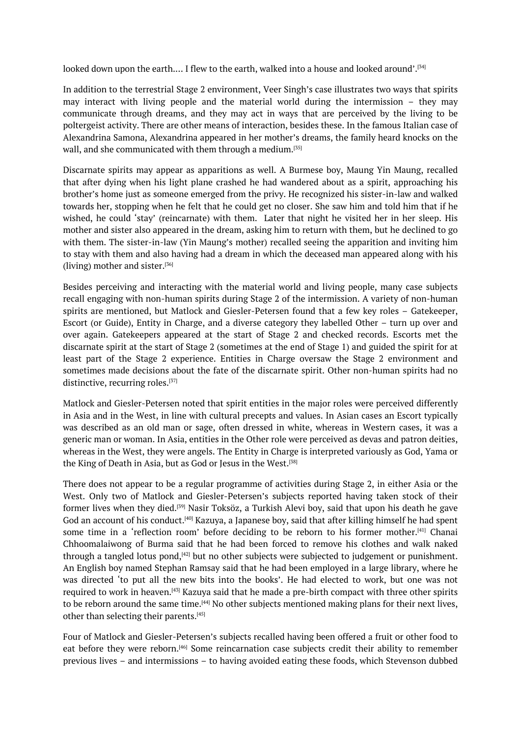looked down upon the earth.... I flew to the earth, walked into a house and looked around'.[34]

In addition to the terrestrial Stage 2 environment, Veer Singh's case illustrates two ways that spirits may interact with living people and the material world during the intermission – they may communicate through dreams, and they may act in ways that are perceived by the living to be poltergeist activity. There are other means of interaction, besides these. In the famous Italian case of Alexandrina Samona, Alexandrina appeared in her mother's dreams, the family heard knocks on the wall, and she communicated with them through a medium.[35]

Discarnate spirits may appear as apparitions as well. A Burmese boy, Maung Yin Maung, recalled that after dying when his light plane crashed he had wandered about as a spirit, approaching his brother's home just as someone emerged from the privy. He recognized his sister-in-law and walked towards her, stopping when he felt that he could get no closer. She saw him and told him that if he wished, he could 'stay' (reincarnate) with them. Later that night he visited her in her sleep. His mother and sister also appeared in the dream, asking him to return with them, but he declined to go with them. The sister-in-law (Yin Maung's mother) recalled seeing the apparition and inviting him to stay with them and also having had a dream in which the deceased man appeared along with his (living) mother and sister.[36]

Besides perceiving and interacting with the material world and living people, many case subjects recall engaging with non-human spirits during Stage 2 of the intermission. A variety of non-human spirits are mentioned, but Matlock and Giesler-Petersen found that a few key roles – Gatekeeper, Escort (or Guide), Entity in Charge, and a diverse category they labelled Other – turn up over and over again. Gatekeepers appeared at the start of Stage 2 and checked records. Escorts met the discarnate spirit at the start of Stage 2 (sometimes at the end of Stage 1) and guided the spirit for at least part of the Stage 2 experience. Entities in Charge oversaw the Stage 2 environment and sometimes made decisions about the fate of the discarnate spirit. Other non-human spirits had no distinctive, recurring roles.[37]

Matlock and Giesler-Petersen noted that spirit entities in the major roles were perceived differently in Asia and in the West, in line with cultural precepts and values. In Asian cases an Escort typically was described as an old man or sage, often dressed in white, whereas in Western cases, it was a generic man or woman. In Asia, entities in the Other role were perceived as devas and patron deities, whereas in the West, they were angels. The Entity in Charge is interpreted variously as God, Yama or the King of Death in Asia, but as God or Jesus in the West.[38]

There does not appear to be a regular programme of activities during Stage 2, in either Asia or the West. Only two of Matlock and Giesler-Petersen's subjects reported having taken stock of their former lives when they died.[39] Nasir Toksöz, a Turkish Alevi boy, said that upon his death he gave God an account of his conduct.[40] Kazuya, a Japanese boy, said that after killing himself he had spent some time in a 'reflection room' before deciding to be reborn to his former mother.[41] Chanai Chhoomalaiwong of Burma said that he had been forced to remove his clothes and walk naked through a tangled lotus pond,[42] but no other subjects were subjected to judgement or punishment. An English boy named Stephan Ramsay said that he had been employed in a large library, where he was directed 'to put all the new bits into the books'. He had elected to work, but one was not required to work in heaven.[43] Kazuya said that he made a pre-birth compact with three other spirits to be reborn around the same time.[44] No other subjects mentioned making plans for their next lives, other than selecting their parents.[45]

Four of Matlock and Giesler-Petersen's subjects recalled having been offered a fruit or other food to eat before they were reborn.[46] Some reincarnation case subjects credit their ability to remember previous lives – and intermissions – to having avoided eating these foods, which Stevenson dubbed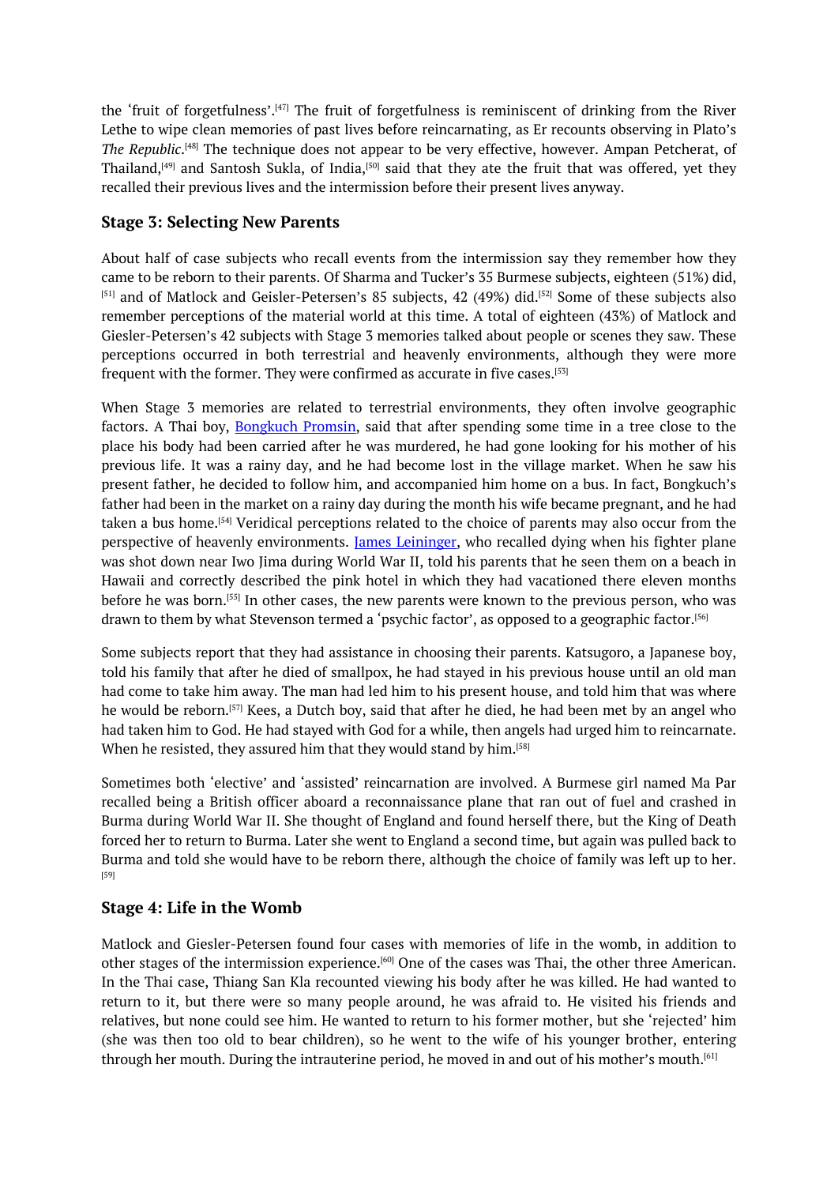the 'fruit of forgetfulness'.[47] The fruit of forgetfulness is reminiscent of drinking from the River Lethe to wipe clean memories of past lives before reincarnating, as Er recounts observing in Plato's *The Republic*.[48] The technique does not appear to be very effective, however. Ampan Petcherat, of Thailand,[49] and Santosh Sukla, of India,[50] said that they ate the fruit that was offered, yet they recalled their previous lives and the intermission before their present lives anyway.

### Stage 3: Selecting New Parents

About half of case subjects who recall events from the intermission say they remember how they came to be reborn to their parents. Of Sharma and Tucker's 35 Burmese subjects, eighteen (51%) did, [51] and of Matlock and Geisler-Petersen's 85 subjects, 42 (49%) did.[52] Some of these subjects also remember perceptions of the material world at this time. A total of eighteen (43%) of Matlock and Giesler-Petersen's 42 subjects with Stage 3 memories talked about people or scenes they saw. These perceptions occurred in both terrestrial and heavenly environments, although they were more frequent with the former. They were confirmed as accurate in five cases.[53]

When Stage 3 memories are related to terrestrial environments, they often involve geographic factors. A Thai boy, Bongkuch Promsin, said that after spending some time in a tree close to the place his body had been carried after he was murdered, he had gone looking for his mother of his previous life. It was a rainy day, and he had become lost in the village market. When he saw his present father, he decided to follow him, and accompanied him home on a bus. In fact, Bongkuch's father had been in the market on a rainy day during the month his wife became pregnant, and he had taken a bus home.[54] Veridical perceptions related to the choice of parents may also occur from the perspective of heavenly environments. James Leininger, who recalled dying when his fighter plane was shot down near Iwo Jima during World War II, told his parents that he seen them on a beach in Hawaii and correctly described the pink hotel in which they had vacationed there eleven months before he was born.[55] In other cases, the new parents were known to the previous person, who was drawn to them by what Stevenson termed a 'psychic factor', as opposed to a geographic factor.[56]

Some subjects report that they had assistance in choosing their parents. Katsugoro, a Japanese boy, told his family that after he died of smallpox, he had stayed in his previous house until an old man had come to take him away. The man had led him to his present house, and told him that was where he would be reborn.[57] Kees, a Dutch boy, said that after he died, he had been met by an angel who had taken him to God. He had stayed with God for a while, then angels had urged him to reincarnate. When he resisted, they assured him that they would stand by him.[58]

Sometimes both 'elective' and 'assisted' reincarnation are involved. A Burmese girl named Ma Par recalled being a British officer aboard a reconnaissance plane that ran out of fuel and crashed in Burma during World War II. She thought of England and found herself there, but the King of Death forced her to return to Burma. Later she went to England a second time, but again was pulled back to Burma and told she would have to be reborn there, although the choice of family was left up to her. [59]

### Stage 4: Life in the Womb

Matlock and Giesler-Petersen found four cases with memories of life in the womb, in addition to other stages of the intermission experience.[60] One of the cases was Thai, the other three American. In the Thai case, Thiang San Kla recounted viewing his body after he was killed. He had wanted to return to it, but there were so many people around, he was afraid to. He visited his friends and relatives, but none could see him. He wanted to return to his former mother, but she 'rejected' him (she was then too old to bear children), so he went to the wife of his younger brother, entering through her mouth. During the intrauterine period, he moved in and out of his mother's mouth.[61]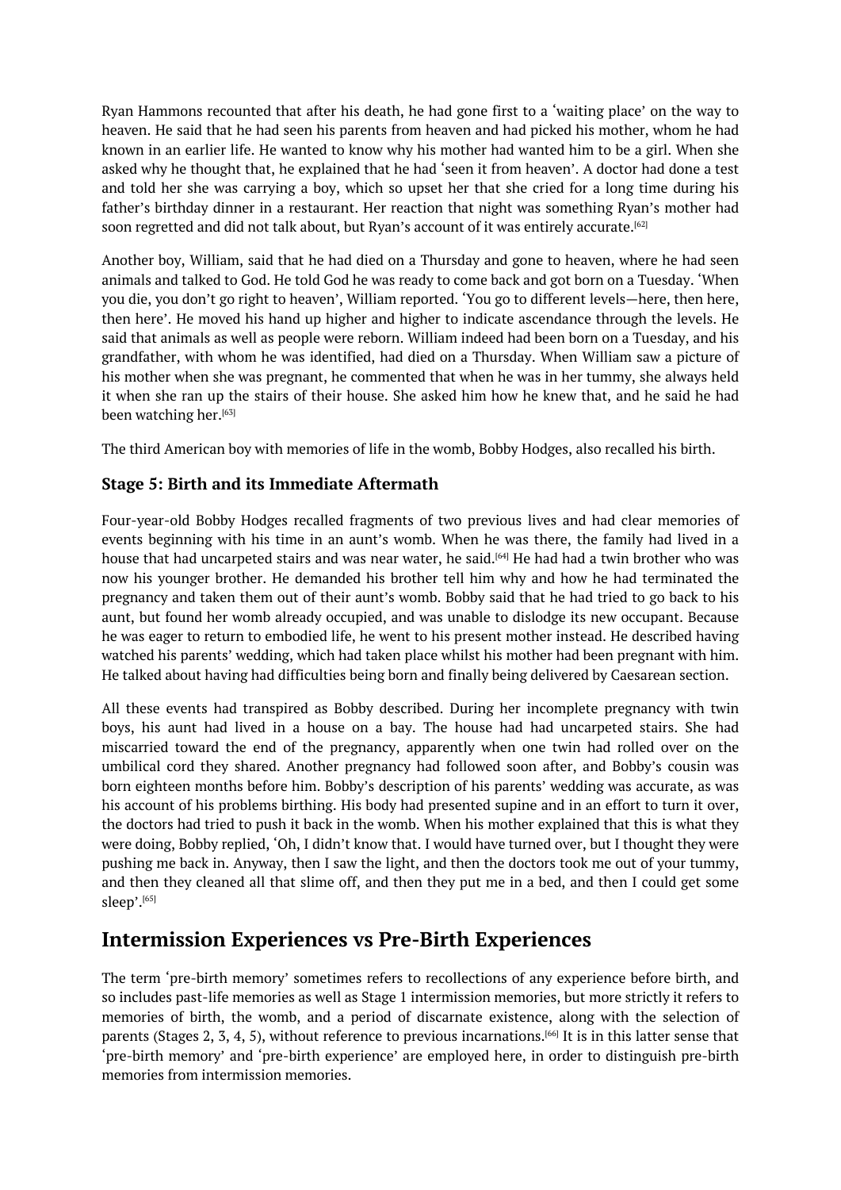Ryan Hammons recounted that after his death, he had gone first to a ‘waiting place’ on the way to heaven. He said that he had seen his parents from heaven and had picked his mother, whom he had known in an earlier life. He wanted to know why his mother had wanted him to be a girl. When she asked why he thought that, he explained that he had ‘seen it from heaven’. A doctor had done a test and told her she was carrying a boy, which so upset her that she cried for a long time during his father’s birthday dinner in a restaurant. Her reaction that night was something Ryan’s mother had soon regretted and did not talk about, but Ryan’s account of it was entirely accurate.[62]

Another boy, William, said that he had died on a Thursday and gone to heaven, where he had seen animals and talked to God. He told God he was ready to come back and got born on a Tuesday. ‘When you die, you don’t go right to heaven’, William reported. ‘You go to different levels—here, then here, then here’. He moved his hand up higher and higher to indicate ascendance through the levels. He said that animals as well as people were reborn. William indeed had been born on a Tuesday, and his grandfather, with whom he was identified, had died on a Thursday. When William saw a picture of his mother when she was pregnant, he commented that when he was in her tummy, she always held it when she ran up the stairs of their house. She asked him how he knew that, and he said he had been watching her.[63]

The third American boy with memories of life in the womb, Bobby Hodges, also recalled his birth.

### Stage 5: Birth and its Immediate Aftermath

Four-year-old Bobby Hodges recalled fragments of two previous lives and had clear memories of events beginning with his time in an aunt’s womb. When he was there, the family had lived in a house that had uncarpeted stairs and was near water, he said.[64] He had had a twin brother who was now his younger brother. He demanded his brother tell him why and how he had terminated the pregnancy and taken them out of their aunt’s womb. Bobby said that he had tried to go back to his aunt, but found her womb already occupied, and was unable to dislodge its new occupant. Because he was eager to return to embodied life, he went to his present mother instead. He described having watched his parents’ wedding, which had taken place whilst his mother had been pregnant with him. He talked about having had difficulties being born and finally being delivered by Caesarean section.

All these events had transpired as Bobby described. During her incomplete pregnancy with twin boys, his aunt had lived in a house on a bay. The house had had uncarpeted stairs. She had miscarried toward the end of the pregnancy, apparently when one twin had rolled over on the umbilical cord they shared. Another pregnancy had followed soon after, and Bobby’s cousin was born eighteen months before him. Bobby’s description of his parents’ wedding was accurate, as was his account of his problems birthing. His body had presented supine and in an effort to turn it over, the doctors had tried to push it back in the womb. When his mother explained that this is what they were doing, Bobby replied, ‘Oh, I didn’t know that. I would have turned over, but I thought they were pushing me back in. Anyway, then I saw the light, and then the doctors took me out of your tummy, and then they cleaned all that slime off, and then they put me in a bed, and then I could get some sleep’.[65]

## Intermission Experiences vs Pre-Birth Experiences

The term ‘pre-birth memory’ sometimes refers to recollections of any experience before birth, and so includes past-life memories as well as Stage 1 intermission memories, but more strictly it refers to memories of birth, the womb, and a period of discarnate existence, along with the selection of parents (Stages 2, 3, 4, 5), without reference to previous incarnations.[66] It is in this latter sense that ‘pre-birth memory’ and ‘pre-birth experience’ are employed here, in order to distinguish pre-birth memories from intermission memories.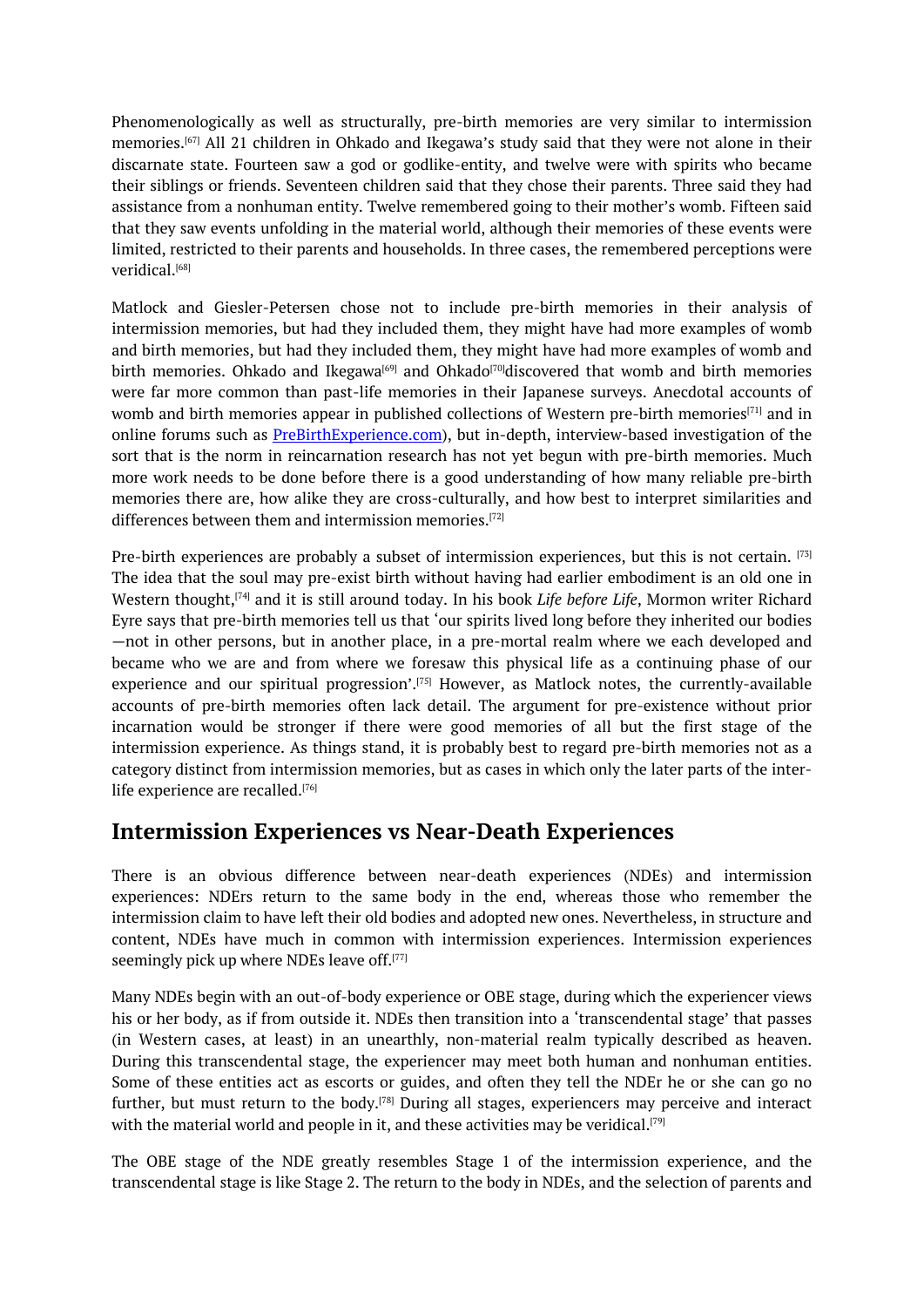Phenomenologically as well as structurally, pre-birth memories are very similar to intermission memories.[67] All 21 children in Ohkado and Ikegawa's study said that they were not alone in their discarnate state. Fourteen saw a god or godlike-entity, and twelve were with spirits who became their siblings or friends. Seventeen children said that they chose their parents. Three said they had assistance from a nonhuman entity. Twelve remembered going to their mother's womb. Fifteen said that they saw events unfolding in the material world, although their memories of these events were limited, restricted to their parents and households. In three cases, the remembered perceptions were veridical.[68]

Matlock and Giesler-Petersen chose not to include pre-birth memories in their analysis of intermission memories, but had they included them, they might have had more examples of womb and birth memories, but had they included them, they might have had more examples of womb and birth memories. Ohkado and Ikegawa[69] and Ohkado[70]discovered that womb and birth memories were far more common than past-life memories in their Japanese surveys. Anecdotal accounts of womb and birth memories appear in published collections of Western pre-birth memories[71] and in online forums such as PreBirthExperience.com), but in-depth, interview-based investigation of the sort that is the norm in reincarnation research has not yet begun with pre-birth memories. Much more work needs to be done before there is a good understanding of how many reliable pre-birth memories there are, how alike they are cross-culturally, and how best to interpret similarities and differences between them and intermission memories.[72]

Pre-birth experiences are probably a subset of intermission experiences, but this is not certain. [73] The idea that the soul may pre-exist birth without having had earlier embodiment is an old one in Western thought,[74] and it is still around today. In his book *Life before Life*, Mormon writer Richard Eyre says that pre-birth memories tell us that 'our spirits lived long before they inherited our bodies—not in other persons, but in another place, in a pre-mortal realm where we each developed and became who we are and from where we foresaw this physical life as a continuing phase of our experience and our spiritual progression'.[75] However, as Matlock notes, the currently-available accounts of pre-birth memories often lack detail. The argument for pre-existence without prior incarnation would be stronger if there were good memories of all but the first stage of the intermission experience. As things stand, it is probably best to regard pre-birth memories not as a category distinct from intermission memories, but as cases in which only the later parts of the inter-life experience are recalled.[76]

## Intermission Experiences vs Near-Death Experiences

There is an obvious difference between near-death experiences (NDEs) and intermission experiences: NDErs return to the same body in the end, whereas those who remember the intermission claim to have left their old bodies and adopted new ones. Nevertheless, in structure and content, NDEs have much in common with intermission experiences. Intermission experiences seemingly pick up where NDEs leave off.[77]

Many NDEs begin with an out-of-body experience or OBE stage, during which the experiencer views his or her body, as if from outside it. NDEs then transition into a 'transcendental stage' that passes (in Western cases, at least) in an unearthly, non-material realm typically described as heaven. During this transcendental stage, the experiencer may meet both human and nonhuman entities. Some of these entities act as escorts or guides, and often they tell the NDEr he or she can go no further, but must return to the body.[78] During all stages, experiencers may perceive and interact with the material world and people in it, and these activities may be veridical.[79]

The OBE stage of the NDE greatly resembles Stage 1 of the intermission experience, and the transcendental stage is like Stage 2. The return to the body in NDEs, and the selection of parents and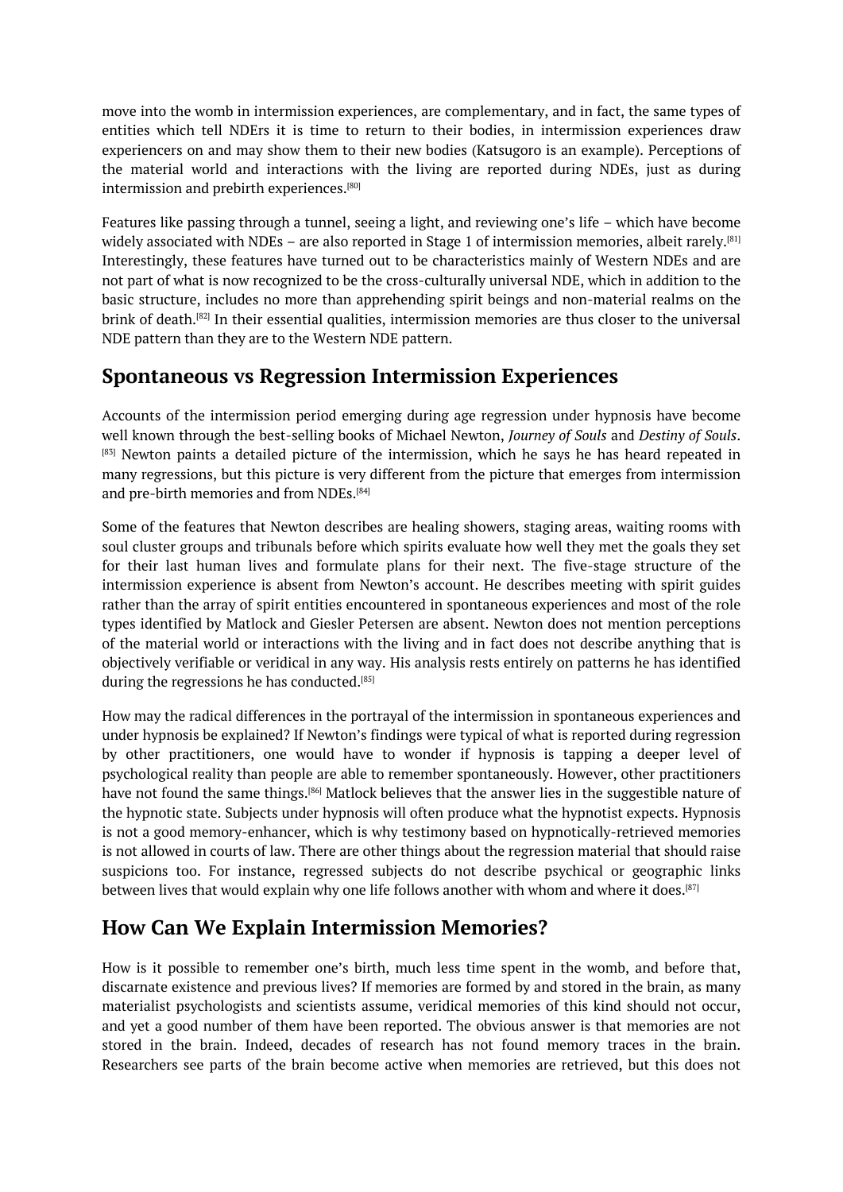move into the womb in intermission experiences, are complementary, and in fact, the same types of entities which tell NDErs it is time to return to their bodies, in intermission experiences draw experiencers on and may show them to their new bodies (Katsugoro is an example). Perceptions of the material world and interactions with the living are reported during NDEs, just as during intermission and prebirth experiences.[80]

Features like passing through a tunnel, seeing a light, and reviewing one's life – which have become widely associated with NDEs – are also reported in Stage 1 of intermission memories, albeit rarely.[81] Interestingly, these features have turned out to be characteristics mainly of Western NDEs and are not part of what is now recognized to be the cross-culturally universal NDE, which in addition to the basic structure, includes no more than apprehending spirit beings and non-material realms on the brink of death.[82] In their essential qualities, intermission memories are thus closer to the universal NDE pattern than they are to the Western NDE pattern.

## Spontaneous vs Regression Intermission Experiences

Accounts of the intermission period emerging during age regression under hypnosis have become well known through the best-selling books of Michael Newton, *Journey of Souls* and *Destiny of Souls*.[83] Newton paints a detailed picture of the intermission, which he says he has heard repeated in many regressions, but this picture is very different from the picture that emerges from intermission and pre-birth memories and from NDEs.[84]

Some of the features that Newton describes are healing showers, staging areas, waiting rooms with soul cluster groups and tribunals before which spirits evaluate how well they met the goals they set for their last human lives and formulate plans for their next. The five-stage structure of the intermission experience is absent from Newton's account. He describes meeting with spirit guides rather than the array of spirit entities encountered in spontaneous experiences and most of the role types identified by Matlock and Giesler Petersen are absent. Newton does not mention perceptions of the material world or interactions with the living and in fact does not describe anything that is objectively verifiable or veridical in any way. His analysis rests entirely on patterns he has identified during the regressions he has conducted.[85]

How may the radical differences in the portrayal of the intermission in spontaneous experiences and under hypnosis be explained? If Newton's findings were typical of what is reported during regression by other practitioners, one would have to wonder if hypnosis is tapping a deeper level of psychological reality than people are able to remember spontaneously. However, other practitioners have not found the same things.[86] Matlock believes that the answer lies in the suggestible nature of the hypnotic state. Subjects under hypnosis will often produce what the hypnotist expects. Hypnosis is not a good memory-enhancer, which is why testimony based on hypnotically-retrieved memories is not allowed in courts of law. There are other things about the regression material that should raise suspicions too. For instance, regressed subjects do not describe psychical or geographic links between lives that would explain why one life follows another with whom and where it does.[87]

## How Can We Explain Intermission Memories?

How is it possible to remember one's birth, much less time spent in the womb, and before that, discarnate existence and previous lives? If memories are formed by and stored in the brain, as many materialist psychologists and scientists assume, veridical memories of this kind should not occur, and yet a good number of them have been reported. The obvious answer is that memories are not stored in the brain. Indeed, decades of research has not found memory traces in the brain. Researchers see parts of the brain become active when memories are retrieved, but this does not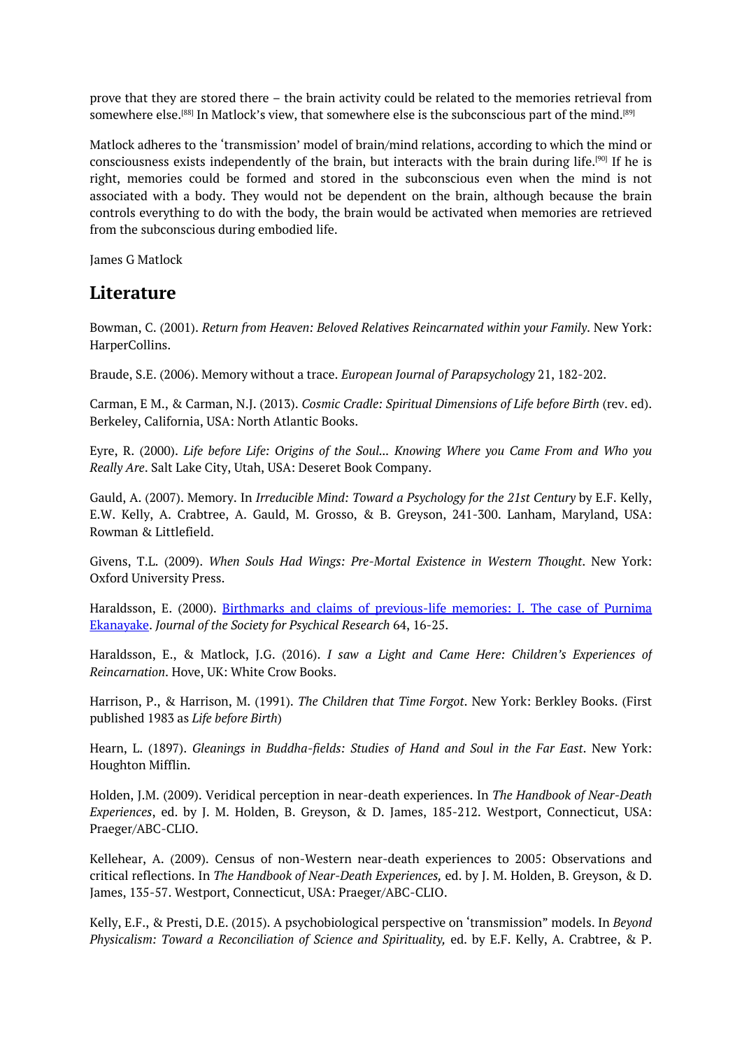prove that they are stored there – the brain activity could be related to the memories retrieval from somewhere else.[88] In Matlock's view, that somewhere else is the subconscious part of the mind.[89]

Matlock adheres to the 'transmission' model of brain/mind relations, according to which the mind or consciousness exists independently of the brain, but interacts with the brain during life.[90] If he is right, memories could be formed and stored in the subconscious even when the mind is not associated with a body. They would not be dependent on the brain, although because the brain controls everything to do with the body, the brain would be activated when memories are retrieved from the subconscious during embodied life.

James G Matlock

## Literature

Bowman, C. (2001). *Return from Heaven: Beloved Relatives Reincarnated within your Family*. New York: HarperCollins.

Braude, S.E. (2006). Memory without a trace. *European Journal of Parapsychology* 21, 182-202.

Carman, E M., & Carman, N.J. (2013). *Cosmic Cradle: Spiritual Dimensions of Life before Birth* (rev. ed). Berkeley, California, USA: North Atlantic Books.

Eyre, R. (2000). *Life before Life: Origins of the Soul... Knowing Where you Came From and Who you Really Are*. Salt Lake City, Utah, USA: Deseret Book Company.

Gauld, A. (2007). Memory. In *Irreducible Mind: Toward a Psychology for the 21st Century* by E.F. Kelly, E.W. Kelly, A. Crabtree, A. Gauld, M. Grosso, & B. Greyson, 241-300. Lanham, Maryland, USA: Rowman & Littlefield.

Givens, T.L. (2009). *When Souls Had Wings: Pre-Mortal Existence in Western Thought*. New York: Oxford University Press.

Haraldsson, E. (2000). Birthmarks and claims of previous-life memories: I. The case of Purnima Ekanayake. *Journal of the Society for Psychical Research* 64, 16-25.

Haraldsson, E., & Matlock, J.G. (2016). *I saw a Light and Came Here: Children's Experiences of Reincarnation*. Hove, UK: White Crow Books.

Harrison, P., & Harrison, M. (1991). *The Children that Time Forgot*. New York: Berkley Books. (First published 1983 as *Life before Birth*)

Hearn, L. (1897). *Gleanings in Buddha-fields: Studies of Hand and Soul in the Far East*. New York: Houghton Mifflin.

Holden, J.M. (2009). Veridical perception in near-death experiences. In *The Handbook of Near-Death Experiences*, ed. by J. M. Holden, B. Greyson, & D. James, 185-212. Westport, Connecticut, USA: Praeger/ABC-CLIO.

Kellehear, A. (2009). Census of non-Western near-death experiences to 2005: Observations and critical reflections. In *The Handbook of Near-Death Experiences,* ed. by J. M. Holden, B. Greyson, & D. James, 135-57. Westport, Connecticut, USA: Praeger/ABC-CLIO.

Kelly, E.F., & Presti, D.E. (2015). A psychobiological perspective on 'transmission" models. In *Beyond Physicalism: Toward a Reconciliation of Science and Spirituality,* ed. by E.F. Kelly, A. Crabtree, & P.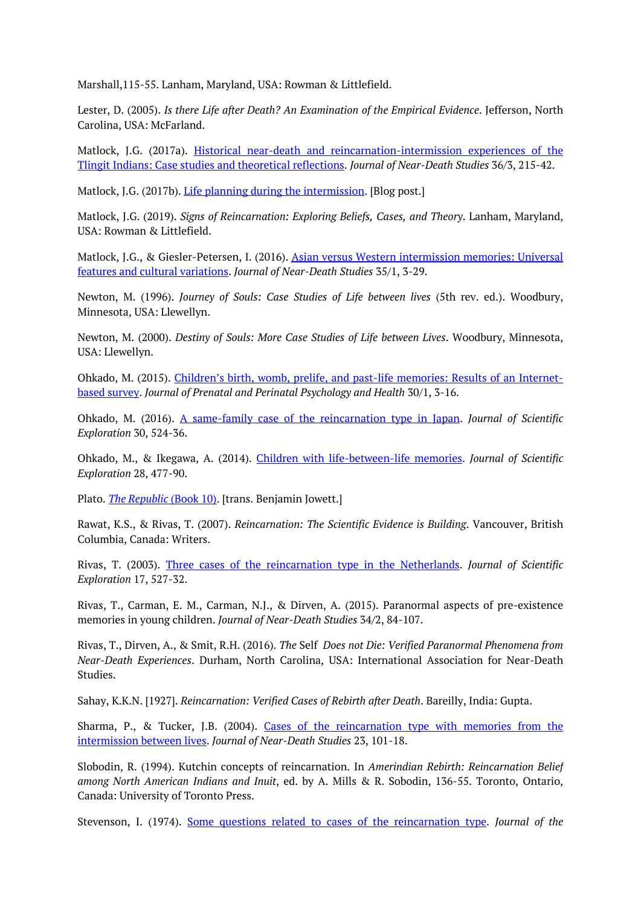Marshall,115-55. Lanham, Maryland, USA: Rowman & Littlefield.

Lester, D. (2005). *Is there Life after Death? An Examination of the Empirical Evidence*. Jefferson, North Carolina, USA: McFarland.

Matlock, J.G. (2017a). [Historical near-death and reincarnation-intermission experiences of the Tlingit Indians: Case studies and theoretical reflections](). *Journal of Near-Death Studies* 36/3, 215-42.

Matlock, J.G. (2017b). [Life planning during the intermission](). [Blog post.]

Matlock, J.G. (2019). *Signs of Reincarnation: Exploring Beliefs, Cases, and Theory*. Lanham, Maryland, USA: Rowman & Littlefield.

Matlock, J.G., & Giesler-Petersen, I. (2016). [Asian versus Western intermission memories: Universal features and cultural variations](). *Journal of Near-Death Studies* 35/1, 3-29.

Newton, M. (1996). *Journey of Souls: Case Studies of Life between lives* (5th rev. ed.). Woodbury, Minnesota, USA: Llewellyn.

Newton, M. (2000). *Destiny of Souls: More Case Studies of Life between Lives*. Woodbury, Minnesota, USA: Llewellyn.

Ohkado, M. (2015). [Children's birth, womb, prelife, and past-life memories: Results of an Internet-based survey](). *Journal of Prenatal and Perinatal Psychology and Health* 30/1, 3-16.

Ohkado, M. (2016). [A same-family case of the reincarnation type in Japan](). *Journal of Scientific Exploration* 30, 524-36.

Ohkado, M., & Ikegawa, A. (2014). [Children with life-between-life memories](). *Journal of Scientific Exploration* 28, 477-90.

Plato. [*The Republic* (Book 10)](). [trans. Benjamin Jowett.]

Rawat, K.S., & Rivas, T. (2007). *Reincarnation: The Scientific Evidence is Building*. Vancouver, British Columbia, Canada: Writers.

Rivas, T. (2003). [Three cases of the reincarnation type in the Netherlands](). *Journal of Scientific Exploration* 17, 527-32.

Rivas, T., Carman, E. M., Carman, N.J., & Dirven, A. (2015). Paranormal aspects of pre-existence memories in young children. *Journal of Near-Death Studies* 34/2, 84-107.

Rivas, T., Dirven, A., & Smit, R.H. (2016). *The Self Does not Die: Verified Paranormal Phenomena from Near-Death Experiences*. Durham, North Carolina, USA: International Association for Near-Death Studies.

Sahay, K.K.N. [1927]. *Reincarnation: Verified Cases of Rebirth after Death*. Bareilly, India: Gupta.

Sharma, P., & Tucker, J.B. (2004). [Cases of the reincarnation type with memories from the intermission between lives](). *Journal of Near-Death Studies* 23, 101-18.

Slobodin, R. (1994). Kutchin concepts of reincarnation. In *Amerindian Rebirth: Reincarnation Belief among North American Indians and Inuit*, ed. by A. Mills & R. Sobodin, 136-55. Toronto, Ontario, Canada: University of Toronto Press.

Stevenson, I. (1974). [Some questions related to cases of the reincarnation type](). *Journal of the*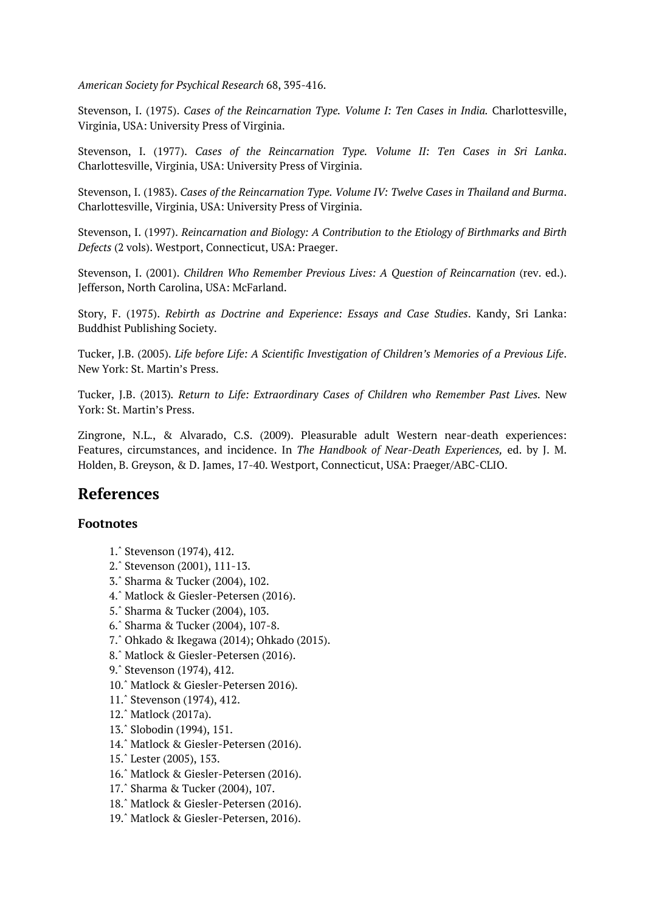*American Society for Psychical Research* 68, 395-416.

Stevenson, I. (1975). *Cases of the Reincarnation Type. Volume I: Ten Cases in India.* Charlottesville, Virginia, USA: University Press of Virginia.

Stevenson, I. (1977). *Cases of the Reincarnation Type. Volume II: Ten Cases in Sri Lanka*. Charlottesville, Virginia, USA: University Press of Virginia.

Stevenson, I. (1983). *Cases of the Reincarnation Type. Volume IV: Twelve Cases in Thailand and Burma*. Charlottesville, Virginia, USA: University Press of Virginia.

Stevenson, I. (1997). *Reincarnation and Biology: A Contribution to the Etiology of Birthmarks and Birth Defects* (2 vols). Westport, Connecticut, USA: Praeger.

Stevenson, I. (2001). *Children Who Remember Previous Lives: A Question of Reincarnation* (rev. ed.). Jefferson, North Carolina, USA: McFarland.

Story, F. (1975). *Rebirth as Doctrine and Experience: Essays and Case Studies*. Kandy, Sri Lanka: Buddhist Publishing Society.

Tucker, J.B. (2005). *Life before Life: A Scientific Investigation of Children's Memories of a Previous Life*. New York: St. Martin's Press.

Tucker, J.B. (2013). *Return to Life: Extraordinary Cases of Children who Remember Past Lives.* New York: St. Martin's Press.

Zingrone, N.L., & Alvarado, C.S. (2009). Pleasurable adult Western near-death experiences: Features, circumstances, and incidence. In *The Handbook of Near-Death Experiences,* ed. by J. M. Holden, B. Greyson, & D. James, 17-40. Westport, Connecticut, USA: Praeger/ABC-CLIO.

## References

### Footnotes

1. ^ Stevenson (1974), 412.
2. ^ Stevenson (2001), 111-13.
3. ^ Sharma & Tucker (2004), 102.
4. ^ Matlock & Giesler-Petersen (2016).
5. ^ Sharma & Tucker (2004), 103.
6. ^ Sharma & Tucker (2004), 107-8.
7. ^ Ohkado & Ikegawa (2014); Ohkado (2015).
8. ^ Matlock & Giesler-Petersen (2016).
9. ^ Stevenson (1974), 412.
10. ^ Matlock & Giesler-Petersen 2016).
11. ^ Stevenson (1974), 412.
12. ^ Matlock (2017a).
13. ^ Slobodin (1994), 151.
14. ^ Matlock & Giesler-Petersen (2016).
15. ^ Lester (2005), 153.
16. ^ Matlock & Giesler-Petersen (2016).
17. ^ Sharma & Tucker (2004), 107.
18. ^ Matlock & Giesler-Petersen (2016).
19. ^ Matlock & Giesler-Petersen, 2016).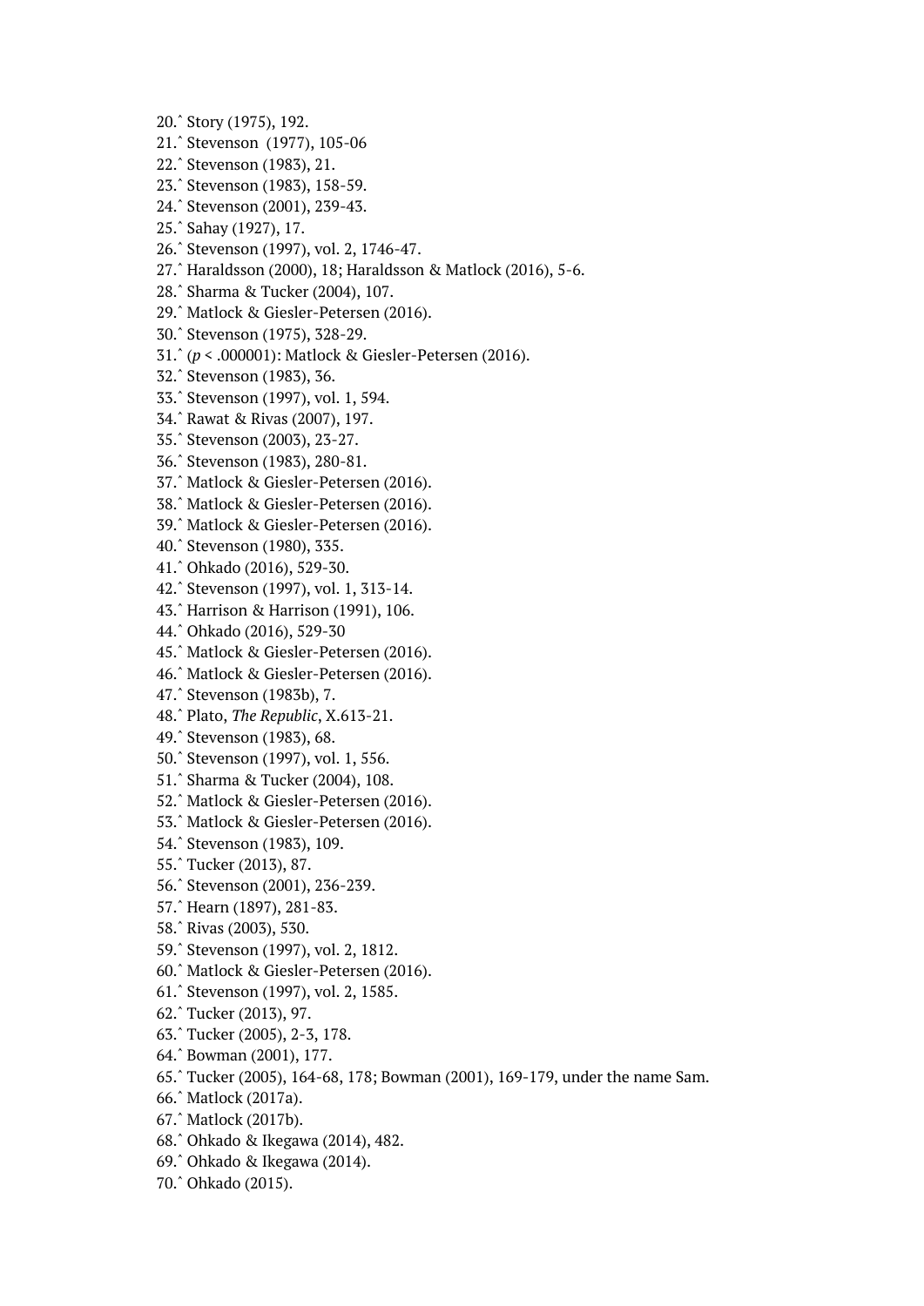20.^ Story (1975), 192.
21.^ Stevenson (1977), 105-06
22.^ Stevenson (1983), 21.
23.^ Stevenson (1983), 158-59.
24.^ Stevenson (2001), 239-43.
25.^ Sahay (1927), 17.
26.^ Stevenson (1997), vol. 2, 1746-47.
27.^ Haraldsson (2000), 18; Haraldsson & Matlock (2016), 5-6.
28.^ Sharma & Tucker (2004), 107.
29.^ Matlock & Giesler-Petersen (2016).
30.^ Stevenson (1975), 328-29.
31.^ ($p < .000001$): Matlock & Giesler-Petersen (2016).
32.^ Stevenson (1983), 36.
33.^ Stevenson (1997), vol. 1, 594.
34.^ Rawat & Rivas (2007), 197.
35.^ Stevenson (2003), 23-27.
36.^ Stevenson (1983), 280-81.
37.^ Matlock & Giesler-Petersen (2016).
38.^ Matlock & Giesler-Petersen (2016).
39.^ Matlock & Giesler-Petersen (2016).
40.^ Stevenson (1980), 335.
41.^ Ohkado (2016), 529-30.
42.^ Stevenson (1997), vol. 1, 313-14.
43.^ Harrison & Harrison (1991), 106.
44.^ Ohkado (2016), 529-30
45.^ Matlock & Giesler-Petersen (2016).
46.^ Matlock & Giesler-Petersen (2016).
47.^ Stevenson (1983b), 7.
48.^ Plato, *The Republic*, X.613-21.
49.^ Stevenson (1983), 68.
50.^ Stevenson (1997), vol. 1, 556.
51.^ Sharma & Tucker (2004), 108.
52.^ Matlock & Giesler-Petersen (2016).
53.^ Matlock & Giesler-Petersen (2016).
54.^ Stevenson (1983), 109.
55.^ Tucker (2013), 87.
56.^ Stevenson (2001), 236-239.
57.^ Hearn (1897), 281-83.
58.^ Rivas (2003), 530.
59.^ Stevenson (1997), vol. 2, 1812.
60.^ Matlock & Giesler-Petersen (2016).
61.^ Stevenson (1997), vol. 2, 1585.
62.^ Tucker (2013), 97.
63.^ Tucker (2005), 2-3, 178.
64.^ Bowman (2001), 177.
65.^ Tucker (2005), 164-68, 178; Bowman (2001), 169-179, under the name Sam.
66.^ Matlock (2017a).
67.^ Matlock (2017b).
68.^ Ohkado & Ikegawa (2014), 482.
69.^ Ohkado & Ikegawa (2014).
70.^ Ohkado (2015).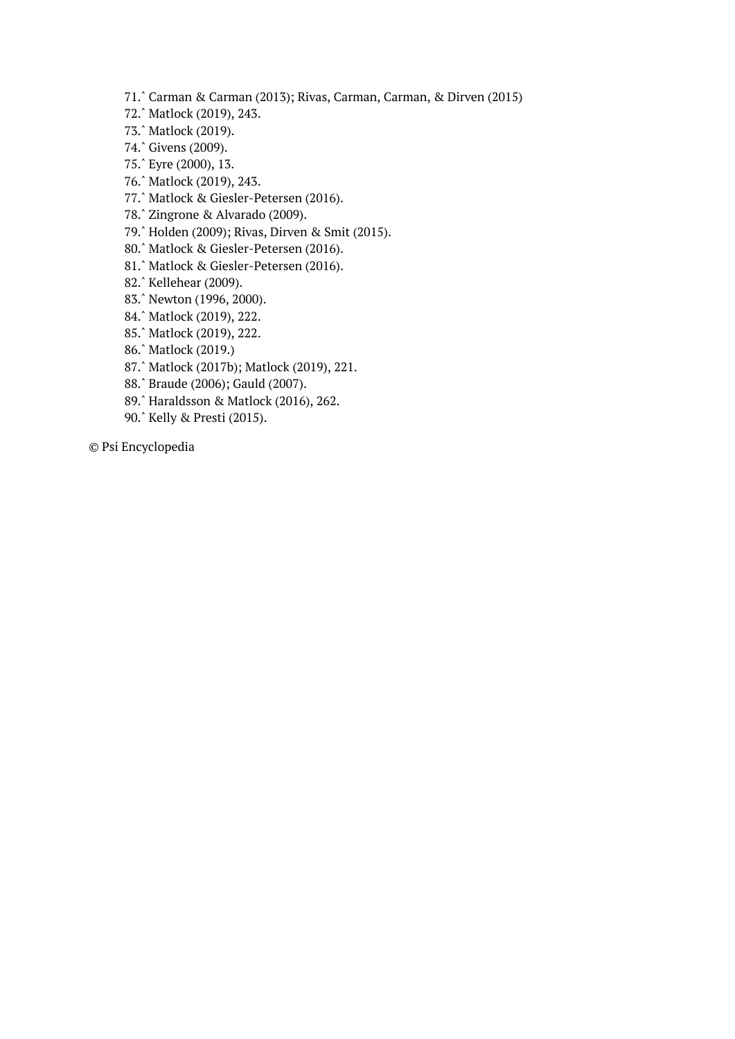71. ^ Carman & Carman (2013); Rivas, Carman, Carman, & Dirven (2015)
72. ^ Matlock (2019), 243.
73. ^ Matlock (2019).
74. ^ Givens (2009).
75. ^ Eyre (2000), 13.
76. ^ Matlock (2019), 243.
77. ^ Matlock & Giesler-Petersen (2016).
78. ^ Zingrone & Alvarado (2009).
79. ^ Holden (2009); Rivas, Dirven & Smit (2015).
80. ^ Matlock & Giesler-Petersen (2016).
81. ^ Matlock & Giesler-Petersen (2016).
82. ^ Kellehear (2009).
83. ^ Newton (1996, 2000).
84. ^ Matlock (2019), 222.
85. ^ Matlock (2019), 222.
86. ^ Matlock (2019.)
87. ^ Matlock (2017b); Matlock (2019), 221.
88. ^ Braude (2006); Gauld (2007).
89. ^ Haraldsson & Matlock (2016), 262.
90. ^ Kelly & Presti (2015).

© Psi Encyclopedia